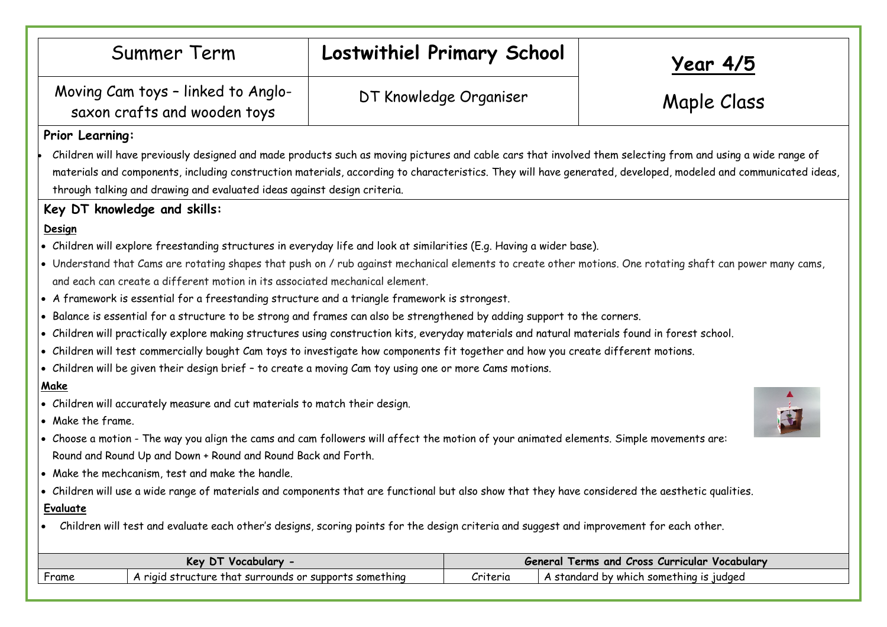| Summer Term | **Lostwithiel Primary School** | **Year 4/5** |
|---|---|---|
| Moving Cam toys – linked to Anglo-saxon crafts and wooden toys | DT Knowledge Organiser | Maple Class |

**Prior Learning:**

- Children will have previously designed and made products such as moving pictures and cable cars that involved them selecting from and using a wide range of materials and components, including construction materials, according to characteristics. They will have generated, developed, modeled and communicated ideas, through talking and drawing and evaluated ideas against design criteria.

**Key DT knowledge and skills:**

**Design**

- Children will explore freestanding structures in everyday life and look at similarities (E.g. Having a wider base).
- Understand that Cams are rotating shapes that push on / rub against mechanical elements to create other motions. One rotating shaft can power many cams, and each can create a different motion in its associated mechanical element.
- A framework is essential for a freestanding structure and a triangle framework is strongest.
- Balance is essential for a structure to be strong and frames can also be strengthened by adding support to the corners.
- Children will practically explore making structures using construction kits, everyday materials and natural materials found in forest school.
- Children will test commercially bought Cam toys to investigate how components fit together and how you create different motions.
- Children will be given their design brief – to create a moving Cam toy using one or more Cams motions.

**Make**

- Children will accurately measure and cut materials to match their design.
- Make the frame.
- Choose a motion - The way you align the cams and cam followers will affect the motion of your animated elements. Simple movements are: Round and Round Up and Down + Round and Round Back and Forth.
- Make the mechcanism, test and make the handle.
- Children will use a wide range of materials and components that are functional but also show that they have considered the aesthetic qualities.

**Evaluate**

- Children will test and evaluate each other's designs, scoring points for the design criteria and suggest and improvement for each other.

| **Key DT Vocabulary -** | | **General Terms and Cross Curricular Vocabulary** | |
|---|---|---|---|
| Frame | A rigid structure that surrounds or supports something | Criteria | A standard by which something is judged |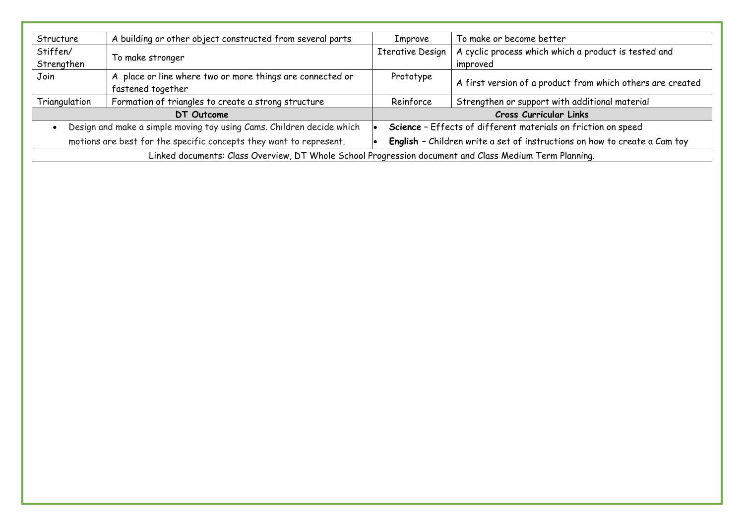| | | | |
|---|---|---|---|
| Structure | A building or other object constructed from several parts | Improve | To make or become better |
| Stiffen/ Strengthen | To make stronger | Iterative Design | A cyclic process which which a product is tested and improved |
| Join | A place or line where two or more things are connected or fastened together | Prototype | A first version of a product from which others are created |
| Triangulation | Formation of triangles to create a strong structure | Reinforce | Strengthen or support with additional material |
| **DT Outcome** | | **Cross Curricular Links** | |
| • Design and make a simple moving toy using Cams. Children decide which motions are best for the specific concepts they want to represent. | | • **Science** – Effects of different materials on friction on speed<br>• **English** – Children write a set of instructions on how to create a Cam toy | |
| Linked documents: Class Overview, DT Whole School Progression document and Class Medium Term Planning. | | | |